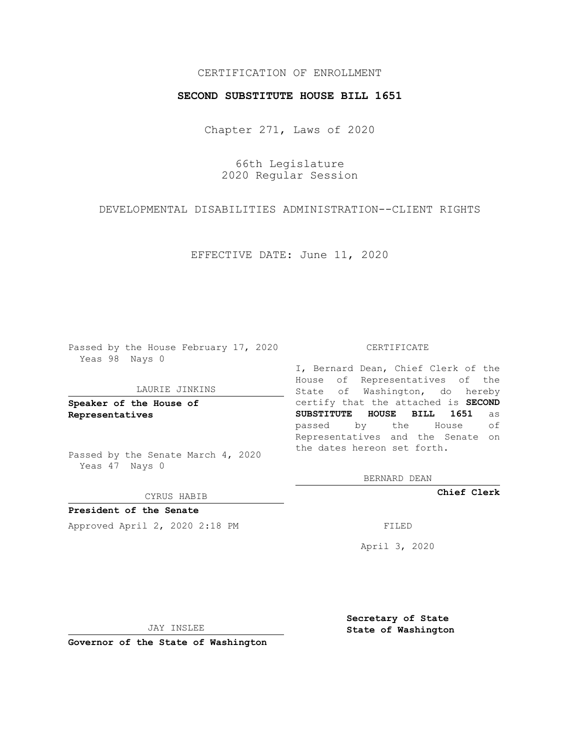CERTIFICATION OF ENROLLMENT

**SECOND SUBSTITUTE HOUSE BILL 1651**

Chapter 271, Laws of 2020

66th Legislature
2020 Regular Session

DEVELOPMENTAL DISABILITIES ADMINISTRATION--CLIENT RIGHTS

EFFECTIVE DATE: June 11, 2020

Passed by the House February 17, 2020
Yeas 98 Nays 0

LAURIE JINKINS

**Speaker of the House of Representatives**

Passed by the Senate March 4, 2020
Yeas 47 Nays 0

CYRUS HABIB

**President of the Senate**

Approved April 2, 2020 2:18 PM

JAY INSLEE

**Governor of the State of Washington**

CERTIFICATE

I, Bernard Dean, Chief Clerk of the House of Representatives of the State of Washington, do hereby certify that the attached is **SECOND SUBSTITUTE HOUSE BILL 1651** as passed by the House of Representatives and the Senate on the dates hereon set forth.

BERNARD DEAN

**Chief Clerk**

FILED

April 3, 2020

**Secretary of State**
**State of Washington**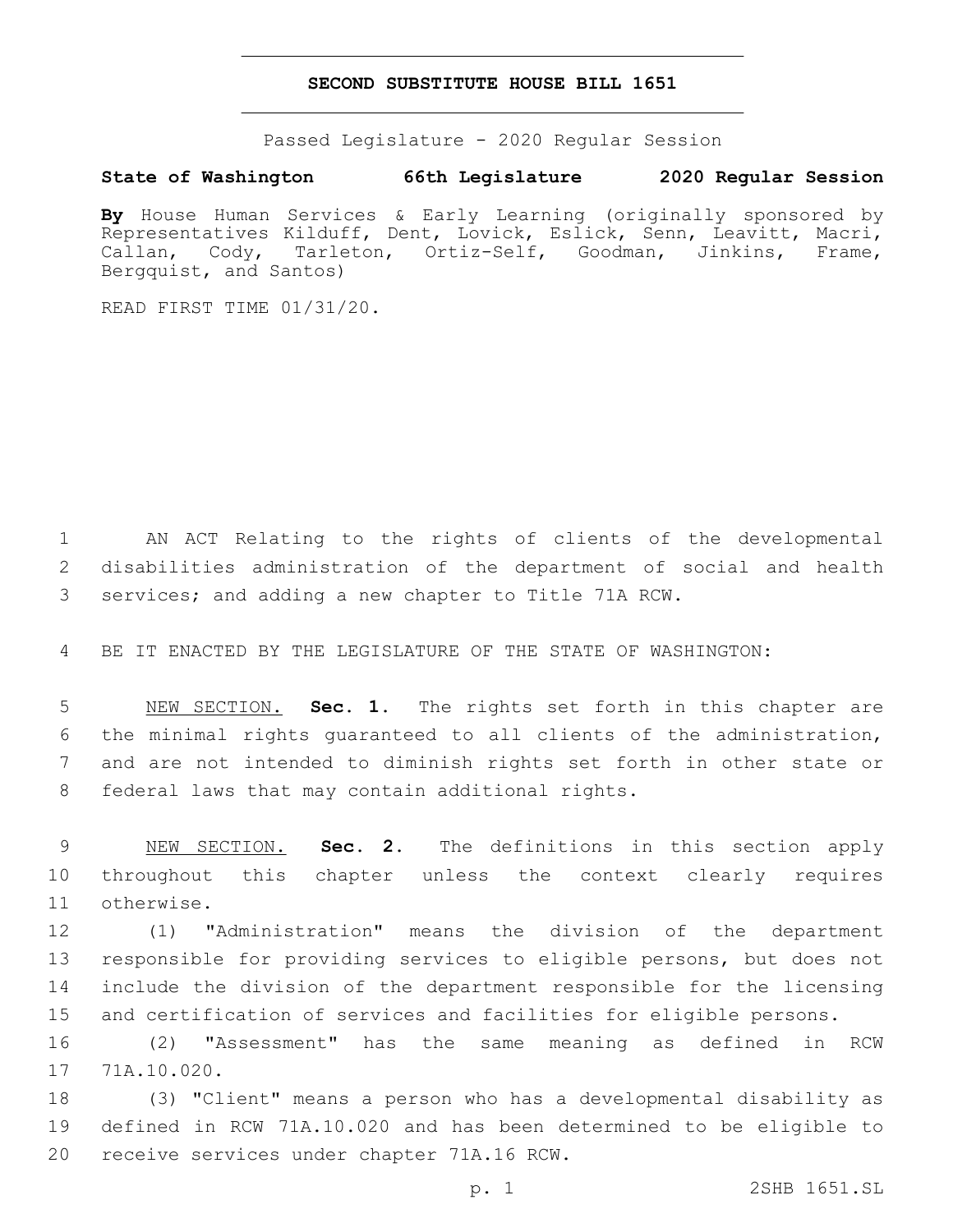# SECOND SUBSTITUTE HOUSE BILL 1651

Passed Legislature - 2020 Regular Session

**State of Washington 66th Legislature 2020 Regular Session**

**By** House Human Services & Early Learning (originally sponsored by Representatives Kilduff, Dent, Lovick, Eslick, Senn, Leavitt, Macri, Callan, Cody, Tarleton, Ortiz-Self, Goodman, Jinkins, Frame, Bergquist, and Santos)

READ FIRST TIME 01/31/20.

AN ACT Relating to the rights of clients of the developmental disabilities administration of the department of social and health services; and adding a new chapter to Title 71A RCW.

BE IT ENACTED BY THE LEGISLATURE OF THE STATE OF WASHINGTON:

NEW SECTION. **Sec. 1.** The rights set forth in this chapter are the minimal rights guaranteed to all clients of the administration, and are not intended to diminish rights set forth in other state or federal laws that may contain additional rights.

NEW SECTION. **Sec. 2.** The definitions in this section apply throughout this chapter unless the context clearly requires otherwise.

(1) "Administration" means the division of the department responsible for providing services to eligible persons, but does not include the division of the department responsible for the licensing and certification of services and facilities for eligible persons.

(2) "Assessment" has the same meaning as defined in RCW 71A.10.020.

(3) "Client" means a person who has a developmental disability as defined in RCW 71A.10.020 and has been determined to be eligible to receive services under chapter 71A.16 RCW.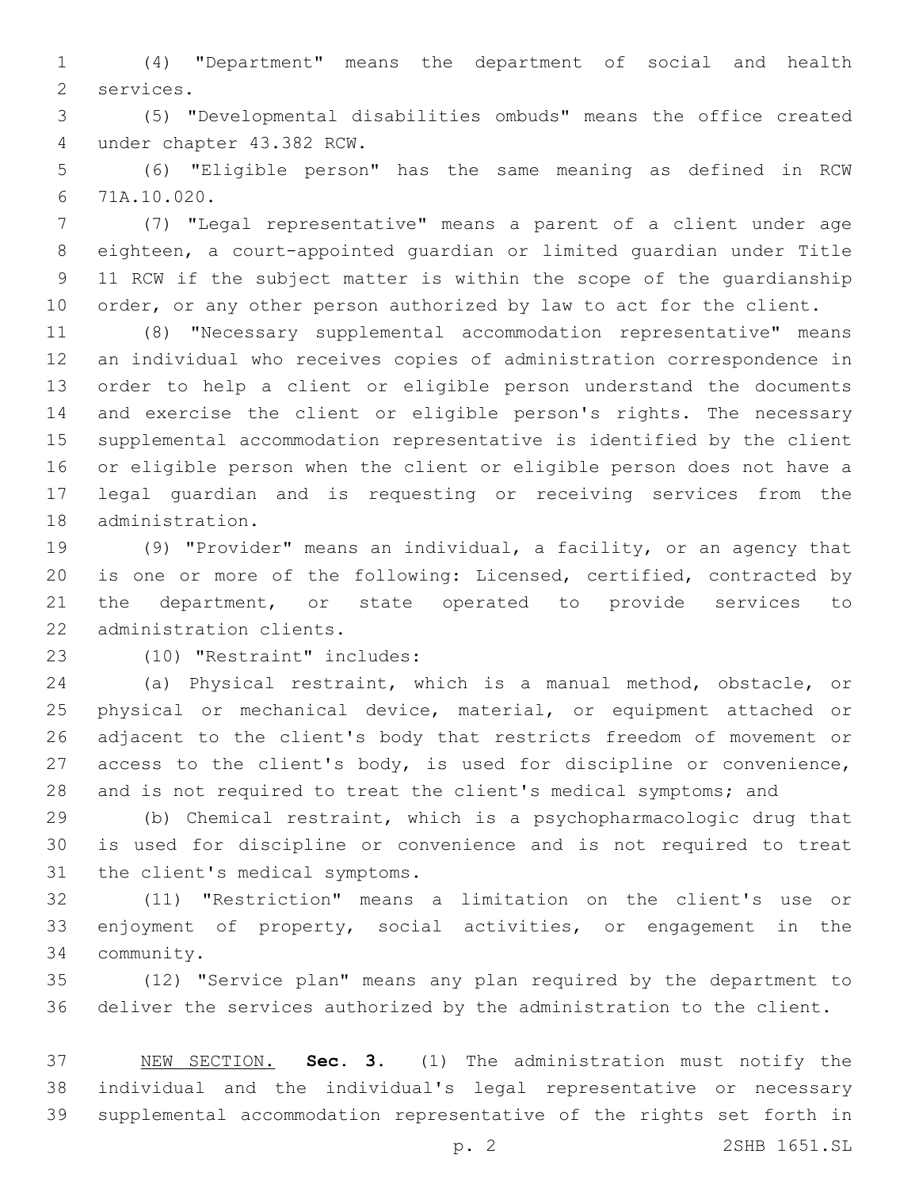(4) "Department" means the department of social and health services.

(5) "Developmental disabilities ombuds" means the office created under chapter 43.382 RCW.

(6) "Eligible person" has the same meaning as defined in RCW 71A.10.020.

(7) "Legal representative" means a parent of a client under age eighteen, a court-appointed guardian or limited guardian under Title 11 RCW if the subject matter is within the scope of the guardianship order, or any other person authorized by law to act for the client.

(8) "Necessary supplemental accommodation representative" means an individual who receives copies of administration correspondence in order to help a client or eligible person understand the documents and exercise the client or eligible person's rights. The necessary supplemental accommodation representative is identified by the client or eligible person when the client or eligible person does not have a legal guardian and is requesting or receiving services from the administration.

(9) "Provider" means an individual, a facility, or an agency that is one or more of the following: Licensed, certified, contracted by the department, or state operated to provide services to administration clients.

(10) "Restraint" includes:

(a) Physical restraint, which is a manual method, obstacle, or physical or mechanical device, material, or equipment attached or adjacent to the client's body that restricts freedom of movement or access to the client's body, is used for discipline or convenience, and is not required to treat the client's medical symptoms; and

(b) Chemical restraint, which is a psychopharmacologic drug that is used for discipline or convenience and is not required to treat the client's medical symptoms.

(11) "Restriction" means a limitation on the client's use or enjoyment of property, social activities, or engagement in the community.

(12) "Service plan" means any plan required by the department to deliver the services authorized by the administration to the client.

NEW SECTION. **Sec. 3.** (1) The administration must notify the individual and the individual's legal representative or necessary supplemental accommodation representative of the rights set forth in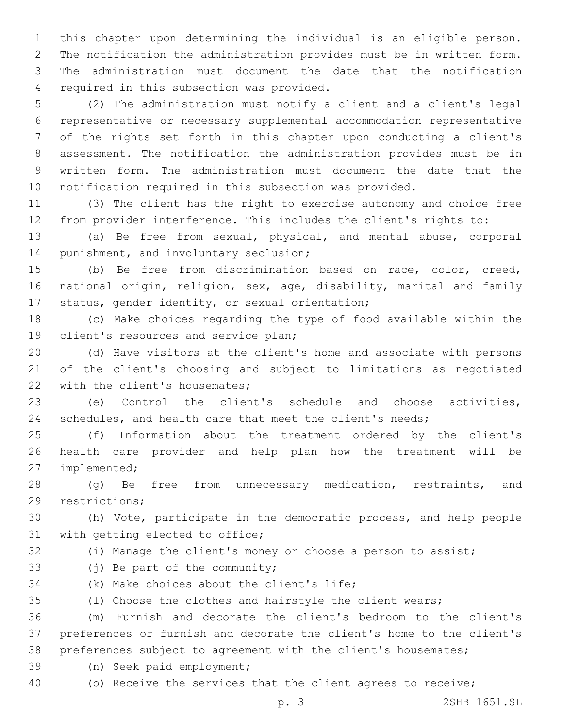this chapter upon determining the individual is an eligible person. The notification the administration provides must be in written form. The administration must document the date that the notification required in this subsection was provided.

(2) The administration must notify a client and a client's legal representative or necessary supplemental accommodation representative of the rights set forth in this chapter upon conducting a client's assessment. The notification the administration provides must be in written form. The administration must document the date that the notification required in this subsection was provided.

(3) The client has the right to exercise autonomy and choice free from provider interference. This includes the client's rights to:

(a) Be free from sexual, physical, and mental abuse, corporal punishment, and involuntary seclusion;

(b) Be free from discrimination based on race, color, creed, national origin, religion, sex, age, disability, marital and family status, gender identity, or sexual orientation;

(c) Make choices regarding the type of food available within the client's resources and service plan;

(d) Have visitors at the client's home and associate with persons of the client's choosing and subject to limitations as negotiated with the client's housemates;

(e) Control the client's schedule and choose activities, schedules, and health care that meet the client's needs;

(f) Information about the treatment ordered by the client's health care provider and help plan how the treatment will be implemented;

(g) Be free from unnecessary medication, restraints, and restrictions;

(h) Vote, participate in the democratic process, and help people with getting elected to office;

(i) Manage the client's money or choose a person to assist;

(j) Be part of the community;

(k) Make choices about the client's life;

(l) Choose the clothes and hairstyle the client wears;

(m) Furnish and decorate the client's bedroom to the client's preferences or furnish and decorate the client's home to the client's preferences subject to agreement with the client's housemates;

(n) Seek paid employment;

(o) Receive the services that the client agrees to receive;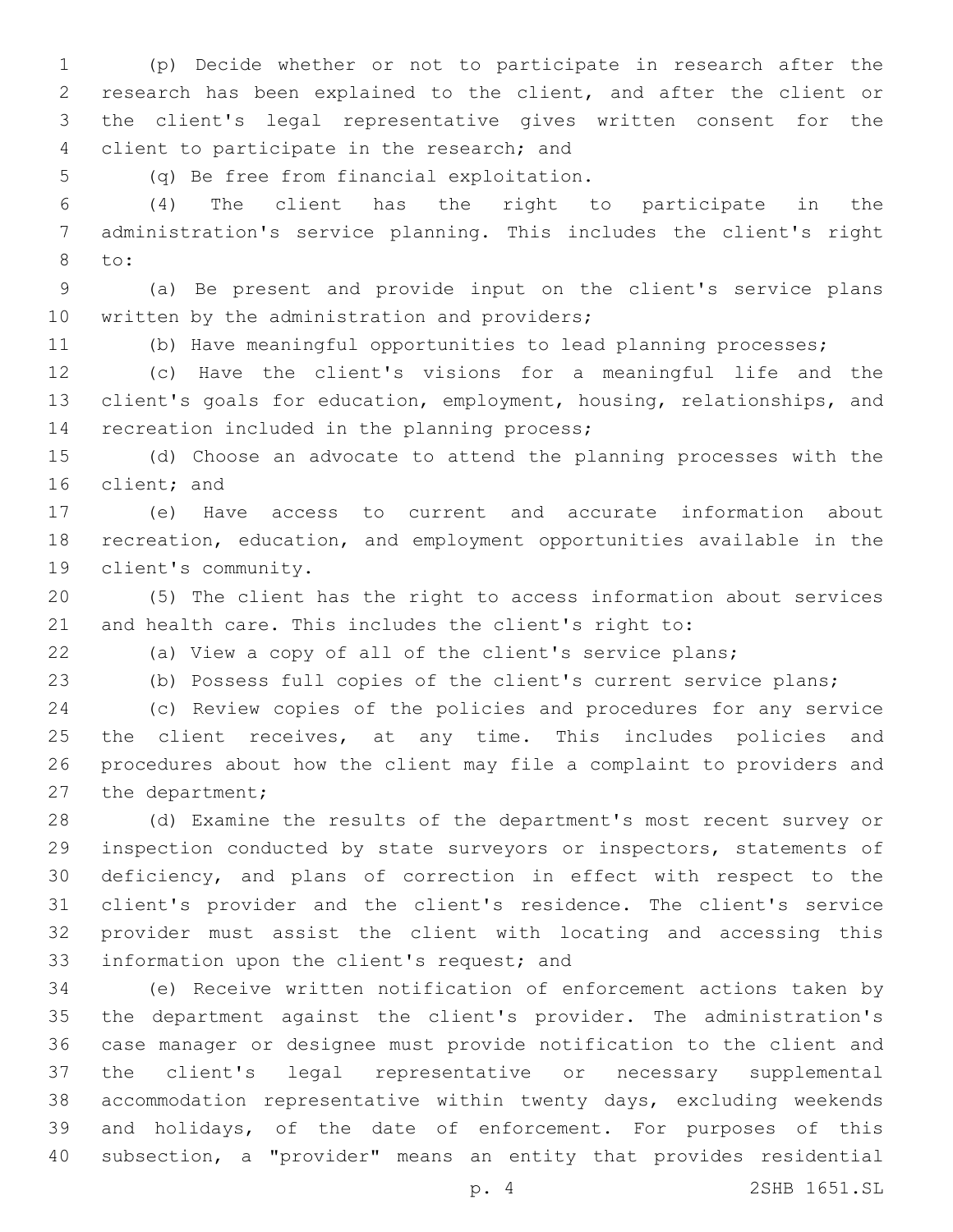(p) Decide whether or not to participate in research after the research has been explained to the client, and after the client or the client's legal representative gives written consent for the client to participate in the research; and

(q) Be free from financial exploitation.

(4) The client has the right to participate in the administration's service planning. This includes the client's right to:

(a) Be present and provide input on the client's service plans written by the administration and providers;

(b) Have meaningful opportunities to lead planning processes;

(c) Have the client's visions for a meaningful life and the client's goals for education, employment, housing, relationships, and recreation included in the planning process;

(d) Choose an advocate to attend the planning processes with the client; and

(e) Have access to current and accurate information about recreation, education, and employment opportunities available in the client's community.

(5) The client has the right to access information about services and health care. This includes the client's right to:

(a) View a copy of all of the client's service plans;

(b) Possess full copies of the client's current service plans;

(c) Review copies of the policies and procedures for any service the client receives, at any time. This includes policies and procedures about how the client may file a complaint to providers and the department;

(d) Examine the results of the department's most recent survey or inspection conducted by state surveyors or inspectors, statements of deficiency, and plans of correction in effect with respect to the client's provider and the client's residence. The client's service provider must assist the client with locating and accessing this information upon the client's request; and

(e) Receive written notification of enforcement actions taken by the department against the client's provider. The administration's case manager or designee must provide notification to the client and the client's legal representative or necessary supplemental accommodation representative within twenty days, excluding weekends and holidays, of the date of enforcement. For purposes of this subsection, a "provider" means an entity that provides residential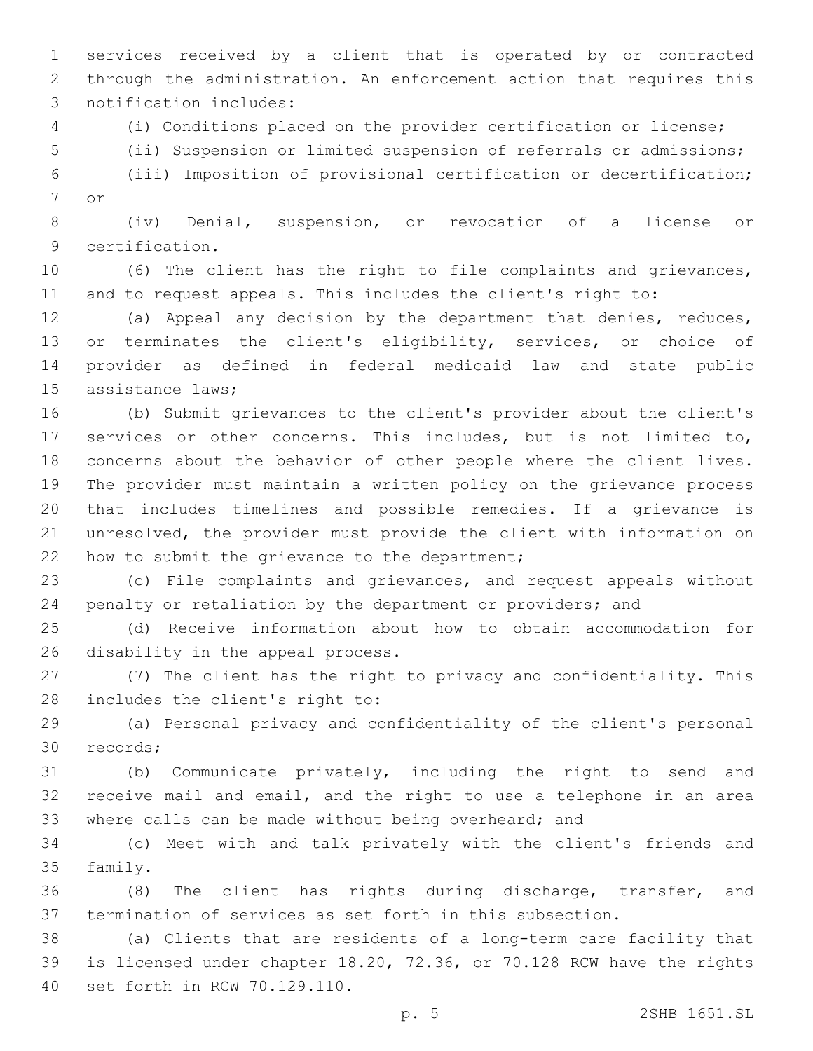services received by a client that is operated by or contracted through the administration. An enforcement action that requires this notification includes:

(i) Conditions placed on the provider certification or license;

(ii) Suspension or limited suspension of referrals or admissions;

(iii) Imposition of provisional certification or decertification; or

(iv) Denial, suspension, or revocation of a license or certification.

(6) The client has the right to file complaints and grievances, and to request appeals. This includes the client's right to:

(a) Appeal any decision by the department that denies, reduces, or terminates the client's eligibility, services, or choice of provider as defined in federal medicaid law and state public assistance laws;

(b) Submit grievances to the client's provider about the client's services or other concerns. This includes, but is not limited to, concerns about the behavior of other people where the client lives. The provider must maintain a written policy on the grievance process that includes timelines and possible remedies. If a grievance is unresolved, the provider must provide the client with information on how to submit the grievance to the department;

(c) File complaints and grievances, and request appeals without penalty or retaliation by the department or providers; and

(d) Receive information about how to obtain accommodation for disability in the appeal process.

(7) The client has the right to privacy and confidentiality. This includes the client's right to:

(a) Personal privacy and confidentiality of the client's personal records;

(b) Communicate privately, including the right to send and receive mail and email, and the right to use a telephone in an area where calls can be made without being overheard; and

(c) Meet with and talk privately with the client's friends and family.

(8) The client has rights during discharge, transfer, and termination of services as set forth in this subsection.

(a) Clients that are residents of a long-term care facility that is licensed under chapter 18.20, 72.36, or 70.128 RCW have the rights set forth in RCW 70.129.110.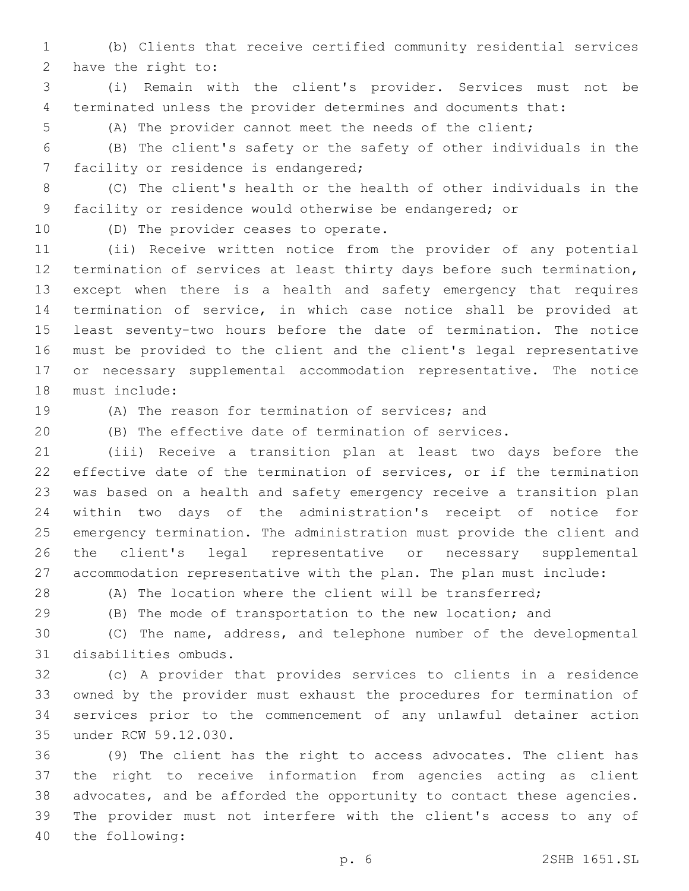(b) Clients that receive certified community residential services have the right to:

(i) Remain with the client's provider. Services must not be terminated unless the provider determines and documents that:

(A) The provider cannot meet the needs of the client;

(B) The client's safety or the safety of other individuals in the facility or residence is endangered;

(C) The client's health or the health of other individuals in the facility or residence would otherwise be endangered; or

(D) The provider ceases to operate.

(ii) Receive written notice from the provider of any potential termination of services at least thirty days before such termination, except when there is a health and safety emergency that requires termination of service, in which case notice shall be provided at least seventy-two hours before the date of termination. The notice must be provided to the client and the client's legal representative or necessary supplemental accommodation representative. The notice must include:

(A) The reason for termination of services; and

(B) The effective date of termination of services.

(iii) Receive a transition plan at least two days before the effective date of the termination of services, or if the termination was based on a health and safety emergency receive a transition plan within two days of the administration's receipt of notice for emergency termination. The administration must provide the client and the client's legal representative or necessary supplemental accommodation representative with the plan. The plan must include:

(A) The location where the client will be transferred;

(B) The mode of transportation to the new location; and

(C) The name, address, and telephone number of the developmental disabilities ombuds.

(c) A provider that provides services to clients in a residence owned by the provider must exhaust the procedures for termination of services prior to the commencement of any unlawful detainer action under RCW 59.12.030.

(9) The client has the right to access advocates. The client has the right to receive information from agencies acting as client advocates, and be afforded the opportunity to contact these agencies. The provider must not interfere with the client's access to any of the following: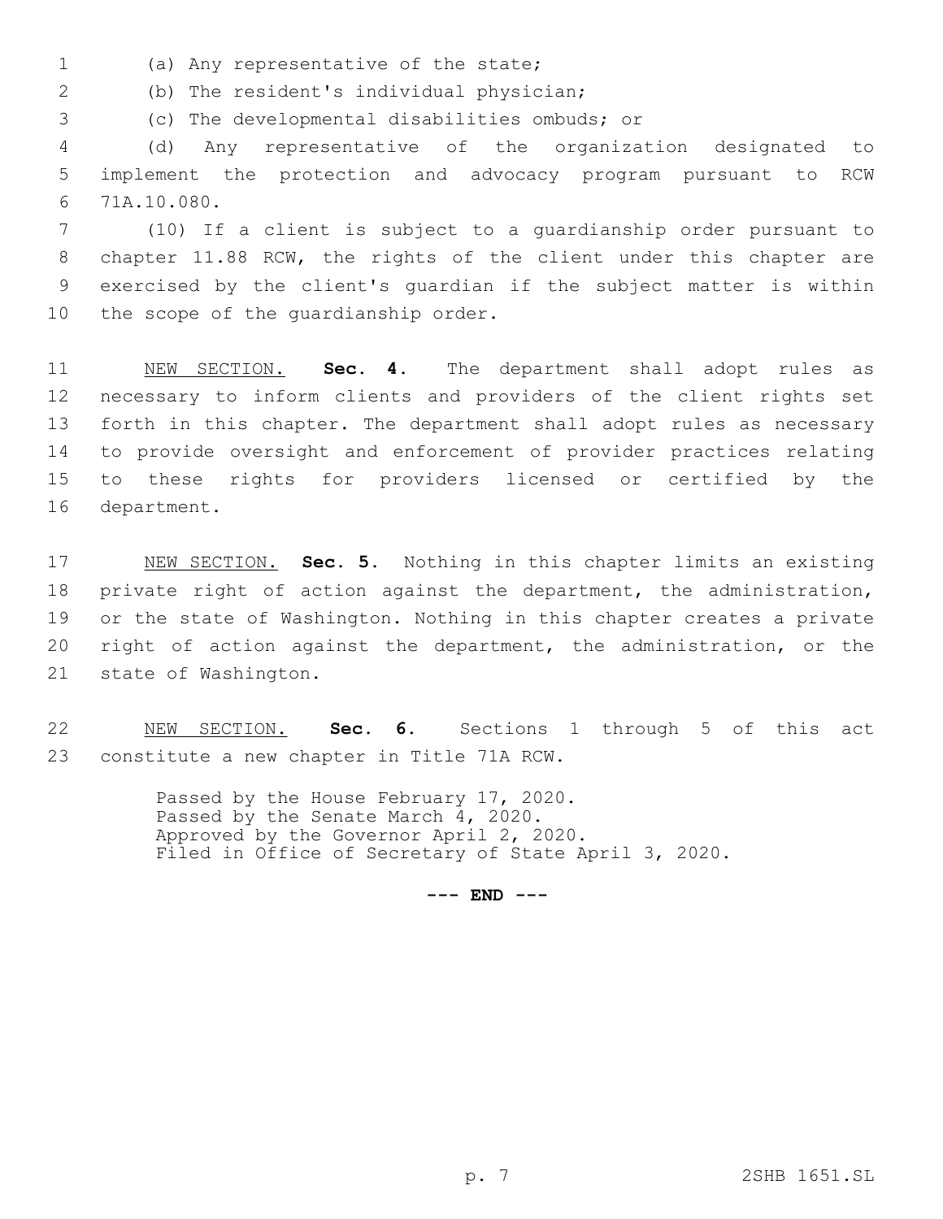(a) Any representative of the state;

(b) The resident's individual physician;

(c) The developmental disabilities ombuds; or

(d) Any representative of the organization designated to implement the protection and advocacy program pursuant to RCW 71A.10.080.

(10) If a client is subject to a guardianship order pursuant to chapter 11.88 RCW, the rights of the client under this chapter are exercised by the client's guardian if the subject matter is within the scope of the guardianship order.

NEW SECTION. **Sec. 4.** The department shall adopt rules as necessary to inform clients and providers of the client rights set forth in this chapter. The department shall adopt rules as necessary to provide oversight and enforcement of provider practices relating to these rights for providers licensed or certified by the department.

NEW SECTION. **Sec. 5.** Nothing in this chapter limits an existing private right of action against the department, the administration, or the state of Washington. Nothing in this chapter creates a private right of action against the department, the administration, or the state of Washington.

NEW SECTION. **Sec. 6.** Sections 1 through 5 of this act constitute a new chapter in Title 71A RCW.

Passed by the House February 17, 2020.
Passed by the Senate March 4, 2020.
Approved by the Governor April 2, 2020.
Filed in Office of Secretary of State April 3, 2020.

**--- END ---**